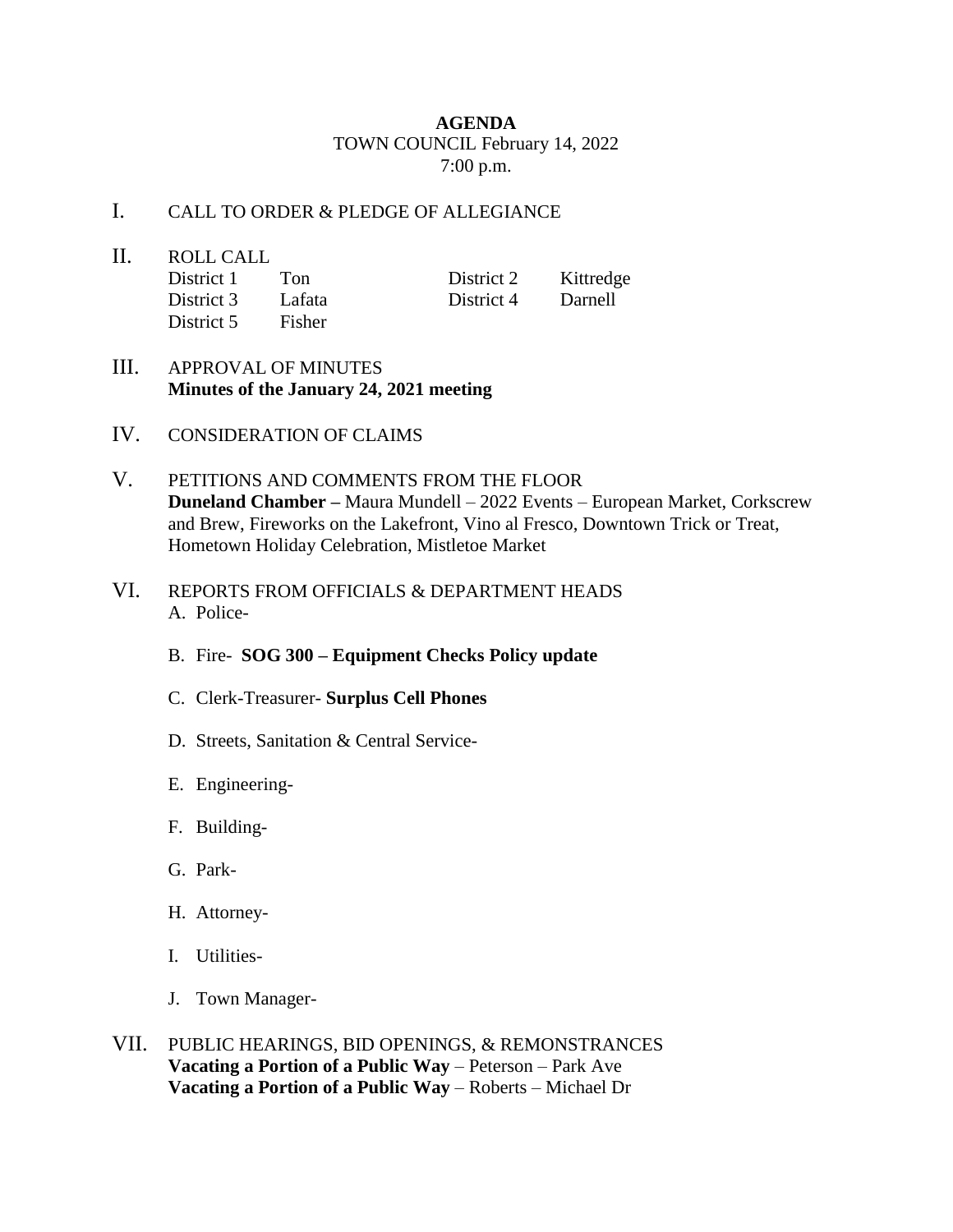**AGENDA**

TOWN COUNCIL February 14, 2022

7:00 p.m.

I. CALL TO ORDER & PLEDGE OF ALLEGIANCE

II. ROLL CALL

| | | | |
|---|---|---|---|
| District 1 | Ton | District 2 | Kittredge |
| District 3 | Lafata | District 4 | Darnell |
| District 5 | Fisher | | |

III. APPROVAL OF MINUTES
**Minutes of the January 24, 2021 meeting**

IV. CONSIDERATION OF CLAIMS

V. PETITIONS AND COMMENTS FROM THE FLOOR
**Duneland Chamber –** Maura Mundell – 2022 Events – European Market, Corkscrew and Brew, Fireworks on the Lakefront, Vino al Fresco, Downtown Trick or Treat, Hometown Holiday Celebration, Mistletoe Market

VI. REPORTS FROM OFFICIALS & DEPARTMENT HEADS

A. Police-

B. Fire- **SOG 300 – Equipment Checks Policy update**

C. Clerk-Treasurer- **Surplus Cell Phones**

D. Streets, Sanitation & Central Service-

E. Engineering-

F. Building-

G. Park-

H. Attorney-

I. Utilities-

J. Town Manager-

VII. PUBLIC HEARINGS, BID OPENINGS, & REMONSTRANCES
**Vacating a Portion of a Public Way** – Peterson – Park Ave
**Vacating a Portion of a Public Way** – Roberts – Michael Dr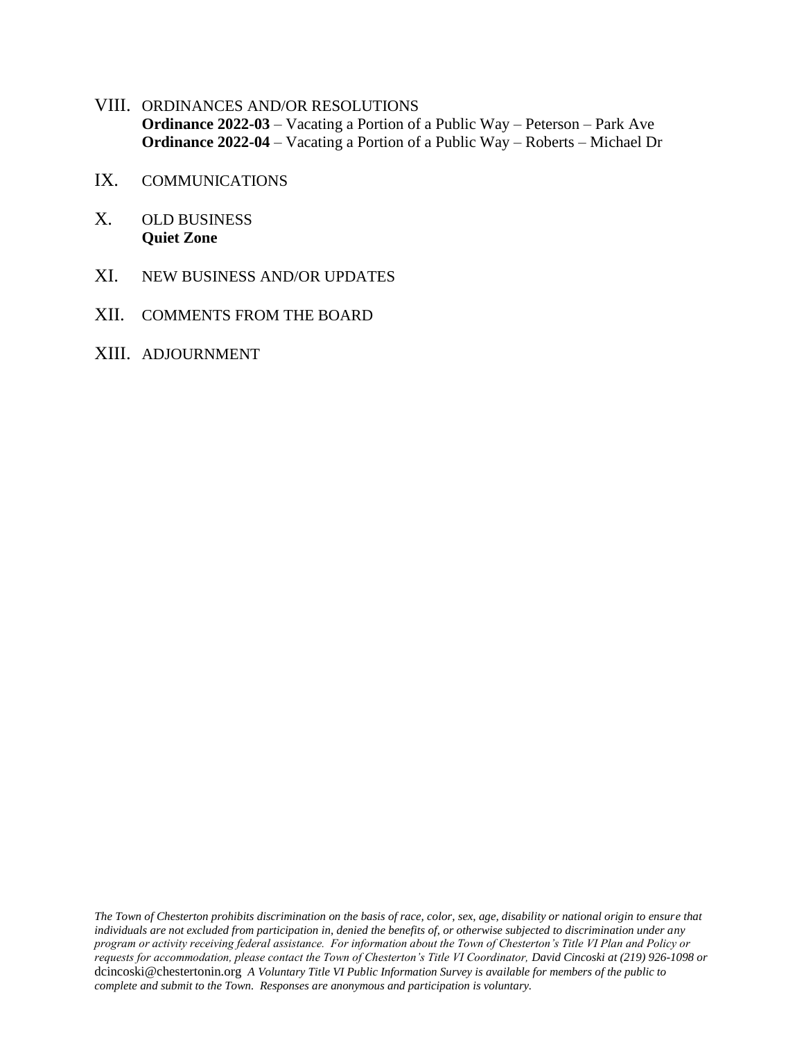VIII. ORDINANCES AND/OR RESOLUTIONS

**Ordinance 2022-03** – Vacating a Portion of a Public Way – Peterson – Park Ave

**Ordinance 2022-04** – Vacating a Portion of a Public Way – Roberts – Michael Dr

IX. COMMUNICATIONS

X. OLD BUSINESS

**Quiet Zone**

XI. NEW BUSINESS AND/OR UPDATES

XII. COMMENTS FROM THE BOARD

XIII. ADJOURNMENT

*The Town of Chesterton prohibits discrimination on the basis of race, color, sex, age, disability or national origin to ensure that individuals are not excluded from participation in, denied the benefits of, or otherwise subjected to discrimination under any program or activity receiving federal assistance. For information about the Town of Chesterton's Title VI Plan and Policy or requests for accommodation, please contact the Town of Chesterton's Title VI Coordinator, David Cincoski at (219) 926-1098 or* dcincoski@chestertonin.org *A Voluntary Title VI Public Information Survey is available for members of the public to complete and submit to the Town. Responses are anonymous and participation is voluntary.*